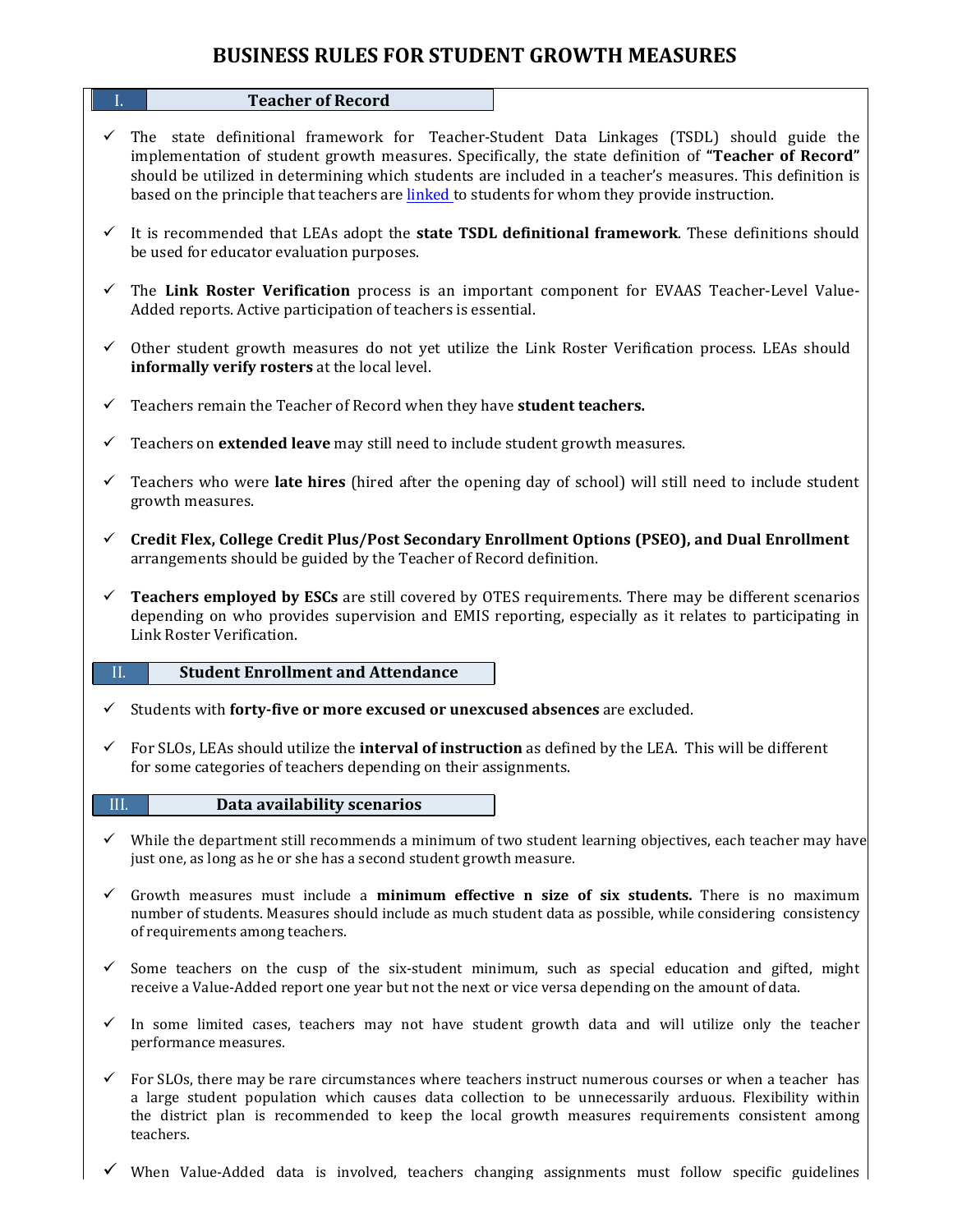# BUSINESS RULES FOR STUDENT GROWTH MEASURES

## I. Teacher of Record

- ✓ The state definitional framework for Teacher-Student Data Linkages (TSDL) should guide the implementation of student growth measures. Specifically, the state definition of **"Teacher of Record"** should be utilized in determining which students are included in a teacher's measures. This definition is based on the principle that teachers are linked to students for whom they provide instruction.

- ✓ It is recommended that LEAs adopt the **state TSDL definitional framework**. These definitions should be used for educator evaluation purposes.

- ✓ The **Link Roster Verification** process is an important component for EVAAS Teacher-Level Value-Added reports. Active participation of teachers is essential.

- ✓ Other student growth measures do not yet utilize the Link Roster Verification process. LEAs should **informally verify rosters** at the local level.

- ✓ Teachers remain the Teacher of Record when they have **student teachers.**

- ✓ Teachers on **extended leave** may still need to include student growth measures.

- ✓ Teachers who were **late hires** (hired after the opening day of school) will still need to include student growth measures.

- ✓ **Credit Flex, College Credit Plus/Post Secondary Enrollment Options (PSEO), and Dual Enrollment** arrangements should be guided by the Teacher of Record definition.

- ✓ **Teachers employed by ESCs** are still covered by OTES requirements. There may be different scenarios depending on who provides supervision and EMIS reporting, especially as it relates to participating in Link Roster Verification.

## II. Student Enrollment and Attendance

- ✓ Students with **forty-five or more excused or unexcused absences** are excluded.

- ✓ For SLOs, LEAs should utilize the **interval of instruction** as defined by the LEA. This will be different for some categories of teachers depending on their assignments.

## III. Data availability scenarios

- ✓ While the department still recommends a minimum of two student learning objectives, each teacher may have just one, as long as he or she has a second student growth measure.

- ✓ Growth measures must include a **minimum effective n size of six students.** There is no maximum number of students. Measures should include as much student data as possible, while considering consistency of requirements among teachers.

- ✓ Some teachers on the cusp of the six-student minimum, such as special education and gifted, might receive a Value-Added report one year but not the next or vice versa depending on the amount of data.

- ✓ In some limited cases, teachers may not have student growth data and will utilize only the teacher performance measures.

- ✓ For SLOs, there may be rare circumstances where teachers instruct numerous courses or when a teacher has a large student population which causes data collection to be unnecessarily arduous. Flexibility within the district plan is recommended to keep the local growth measures requirements consistent among teachers.

- ✓ When Value-Added data is involved, teachers changing assignments must follow specific guidelines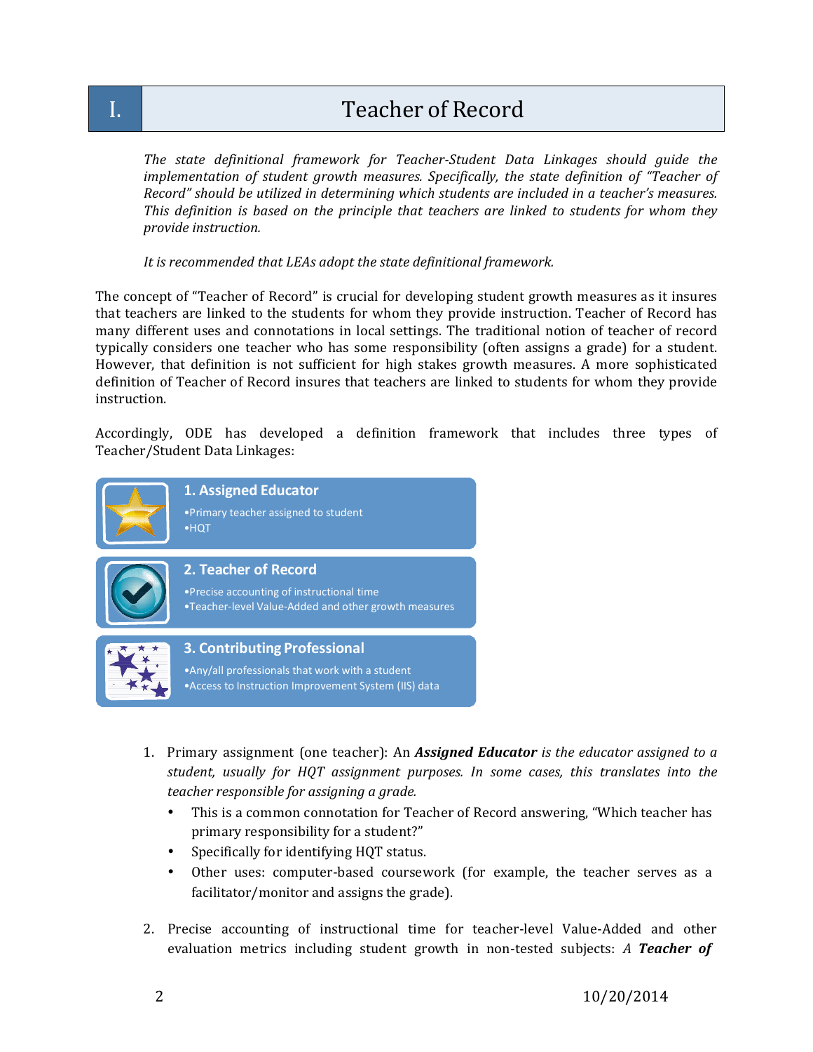# I. Teacher of Record

*The state definitional framework for Teacher-Student Data Linkages should guide the implementation of student growth measures. Specifically, the state definition of "Teacher of Record" should be utilized in determining which students are included in a teacher's measures. This definition is based on the principle that teachers are linked to students for whom they provide instruction.*

*It is recommended that LEAs adopt the state definitional framework.*

The concept of "Teacher of Record" is crucial for developing student growth measures as it insures that teachers are linked to the students for whom they provide instruction. Teacher of Record has many different uses and connotations in local settings. The traditional notion of teacher of record typically considers one teacher who has some responsibility (often assigns a grade) for a student. However, that definition is not sufficient for high stakes growth measures. A more sophisticated definition of Teacher of Record insures that teachers are linked to students for whom they provide instruction.

Accordingly, ODE has developed a definition framework that includes three types of Teacher/Student Data Linkages:

**1. Assigned Educator**
- Primary teacher assigned to student
- HQT

**2. Teacher of Record**
- Precise accounting of instructional time
- Teacher-level Value-Added and other growth measures

**3. Contributing Professional**
- Any/all professionals that work with a student
- Access to Instruction Improvement System (IIS) data

1. Primary assignment (one teacher): An ***Assigned Educator*** *is the educator assigned to a student, usually for HQT assignment purposes. In some cases, this translates into the teacher responsible for assigning a grade.*
   - This is a common connotation for Teacher of Record answering, "Which teacher has primary responsibility for a student?"
   - Specifically for identifying HQT status.
   - Other uses: computer-based coursework (for example, the teacher serves as a facilitator/monitor and assigns the grade).

2. Precise accounting of instructional time for teacher-level Value-Added and other evaluation metrics including student growth in non-tested subjects: *A* ***Teacher of***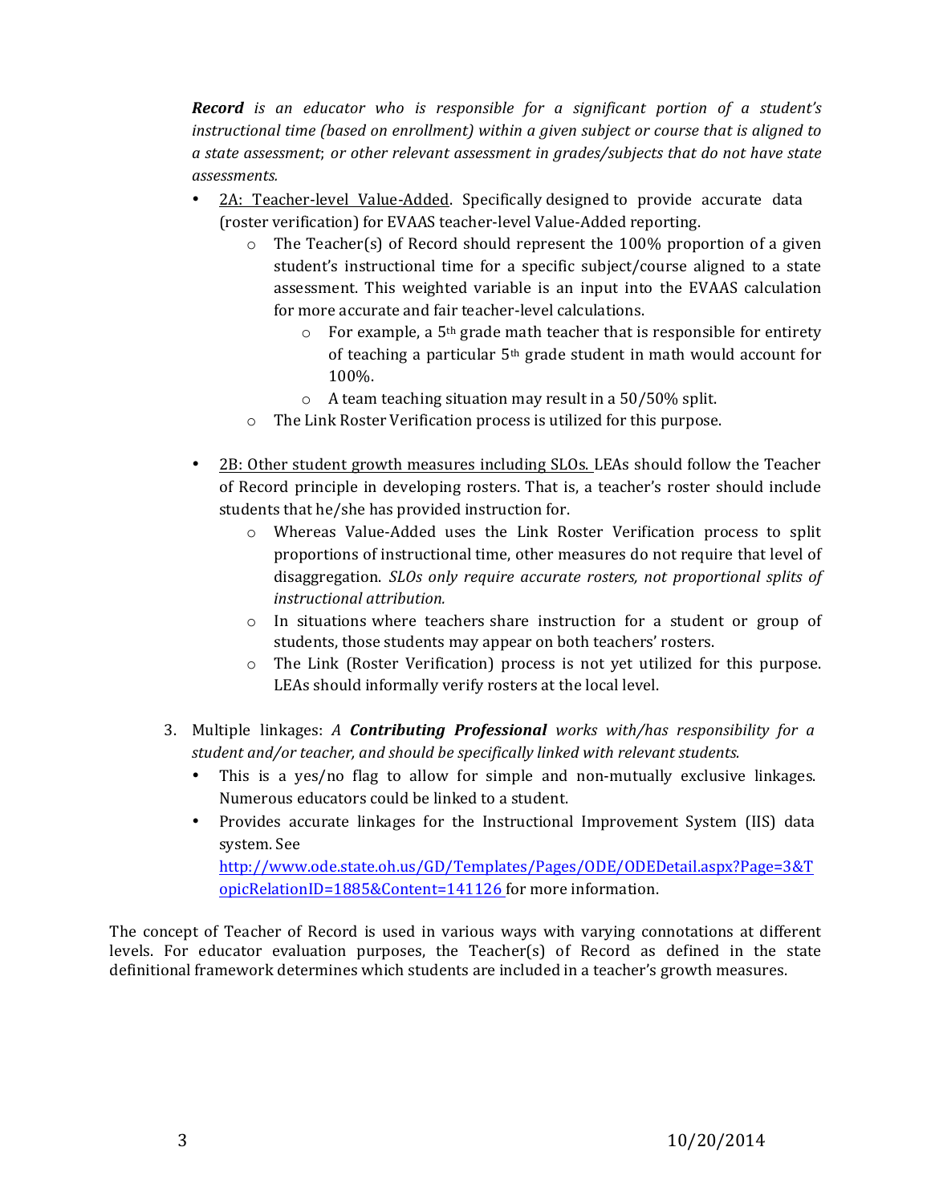***Record** is an educator who is responsible for a significant portion of a student's instructional time (based on enrollment) within a given subject or course that is aligned to a state assessment; or other relevant assessment in grades/subjects that do not have state assessments.*

- 2A: Teacher-level Value-Added. Specifically designed to provide accurate data (roster verification) for EVAAS teacher-level Value-Added reporting.
  - The Teacher(s) of Record should represent the 100% proportion of a given student's instructional time for a specific subject/course aligned to a state assessment. This weighted variable is an input into the EVAAS calculation for more accurate and fair teacher-level calculations.
    - For example, a 5th grade math teacher that is responsible for entirety of teaching a particular 5th grade student in math would account for 100%.
    - A team teaching situation may result in a 50/50% split.
  - The Link Roster Verification process is utilized for this purpose.

- 2B: Other student growth measures including SLOs. LEAs should follow the Teacher of Record principle in developing rosters. That is, a teacher's roster should include students that he/she has provided instruction for.
  - Whereas Value-Added uses the Link Roster Verification process to split proportions of instructional time, other measures do not require that level of disaggregation. *SLOs only require accurate rosters, not proportional splits of instructional attribution.*
  - In situations where teachers share instruction for a student or group of students, those students may appear on both teachers' rosters.
  - The Link (Roster Verification) process is not yet utilized for this purpose. LEAs should informally verify rosters at the local level.

3. Multiple linkages: *A **Contributing Professional** works with/has responsibility for a student and/or teacher, and should be specifically linked with relevant students.*
   - This is a yes/no flag to allow for simple and non-mutually exclusive linkages. Numerous educators could be linked to a student.
   - Provides accurate linkages for the Instructional Improvement System (IIS) data system. See http://www.ode.state.oh.us/GD/Templates/Pages/ODE/ODEDetail.aspx?Page=3&TopicRelationID=1885&Content=141126 for more information.

The concept of Teacher of Record is used in various ways with varying connotations at different levels. For educator evaluation purposes, the Teacher(s) of Record as defined in the state definitional framework determines which students are included in a teacher's growth measures.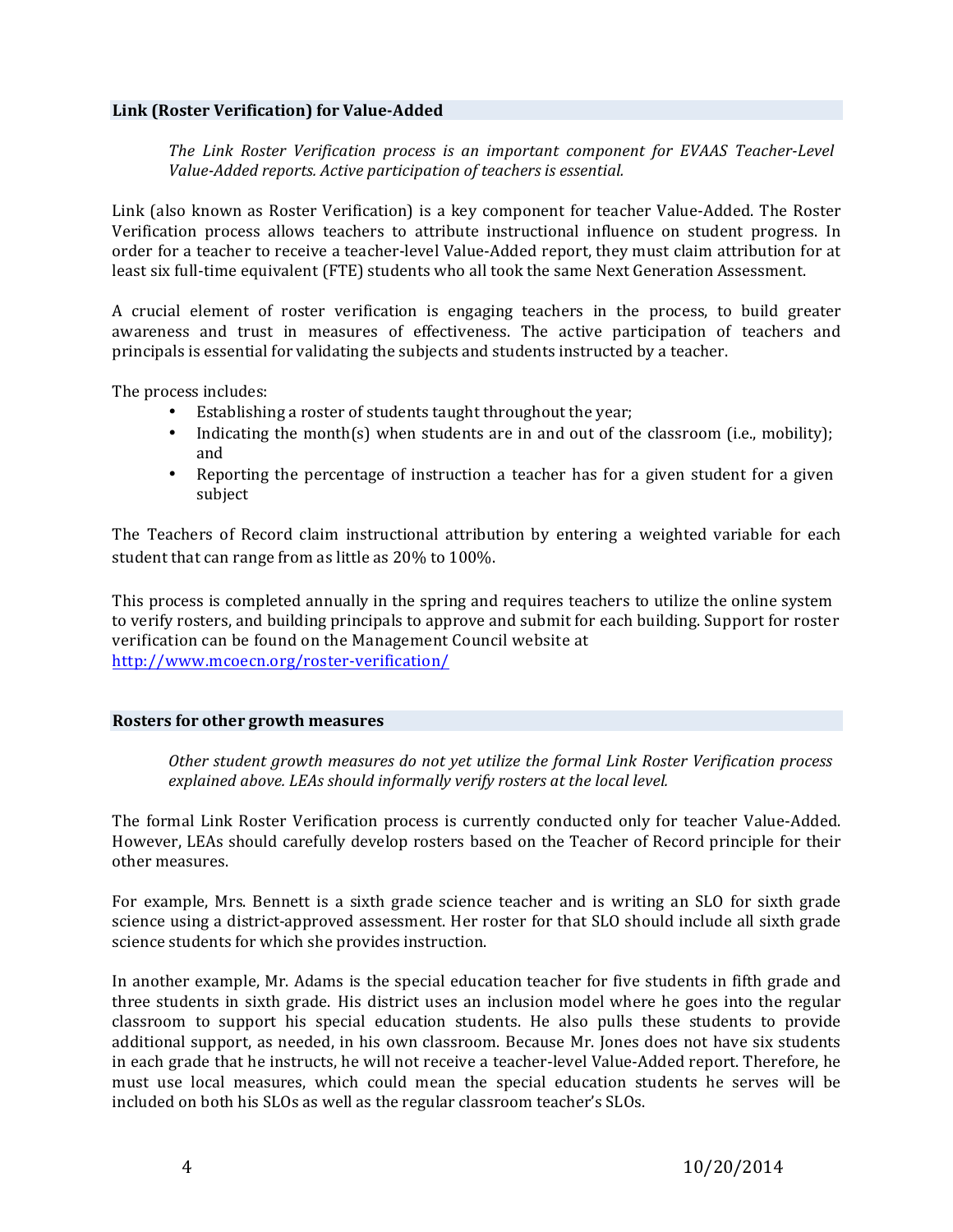## Link (Roster Verification) for Value-Added

*The Link Roster Verification process is an important component for EVAAS Teacher-Level Value-Added reports. Active participation of teachers is essential.*

Link (also known as Roster Verification) is a key component for teacher Value-Added. The Roster Verification process allows teachers to attribute instructional influence on student progress. In order for a teacher to receive a teacher-level Value-Added report, they must claim attribution for at least six full-time equivalent (FTE) students who all took the same Next Generation Assessment.

A crucial element of roster verification is engaging teachers in the process, to build greater awareness and trust in measures of effectiveness. The active participation of teachers and principals is essential for validating the subjects and students instructed by a teacher.

The process includes:

- Establishing a roster of students taught throughout the year;
- Indicating the month(s) when students are in and out of the classroom (i.e., mobility); and
- Reporting the percentage of instruction a teacher has for a given student for a given subject

The Teachers of Record claim instructional attribution by entering a weighted variable for each student that can range from as little as 20% to 100%.

This process is completed annually in the spring and requires teachers to utilize the online system to verify rosters, and building principals to approve and submit for each building. Support for roster verification can be found on the Management Council website at http://www.mcoecn.org/roster-verification/

## Rosters for other growth measures

*Other student growth measures do not yet utilize the formal Link Roster Verification process explained above. LEAs should informally verify rosters at the local level.*

The formal Link Roster Verification process is currently conducted only for teacher Value-Added. However, LEAs should carefully develop rosters based on the Teacher of Record principle for their other measures.

For example, Mrs. Bennett is a sixth grade science teacher and is writing an SLO for sixth grade science using a district-approved assessment. Her roster for that SLO should include all sixth grade science students for which she provides instruction.

In another example, Mr. Adams is the special education teacher for five students in fifth grade and three students in sixth grade. His district uses an inclusion model where he goes into the regular classroom to support his special education students. He also pulls these students to provide additional support, as needed, in his own classroom. Because Mr. Jones does not have six students in each grade that he instructs, he will not receive a teacher-level Value-Added report. Therefore, he must use local measures, which could mean the special education students he serves will be included on both his SLOs as well as the regular classroom teacher's SLOs.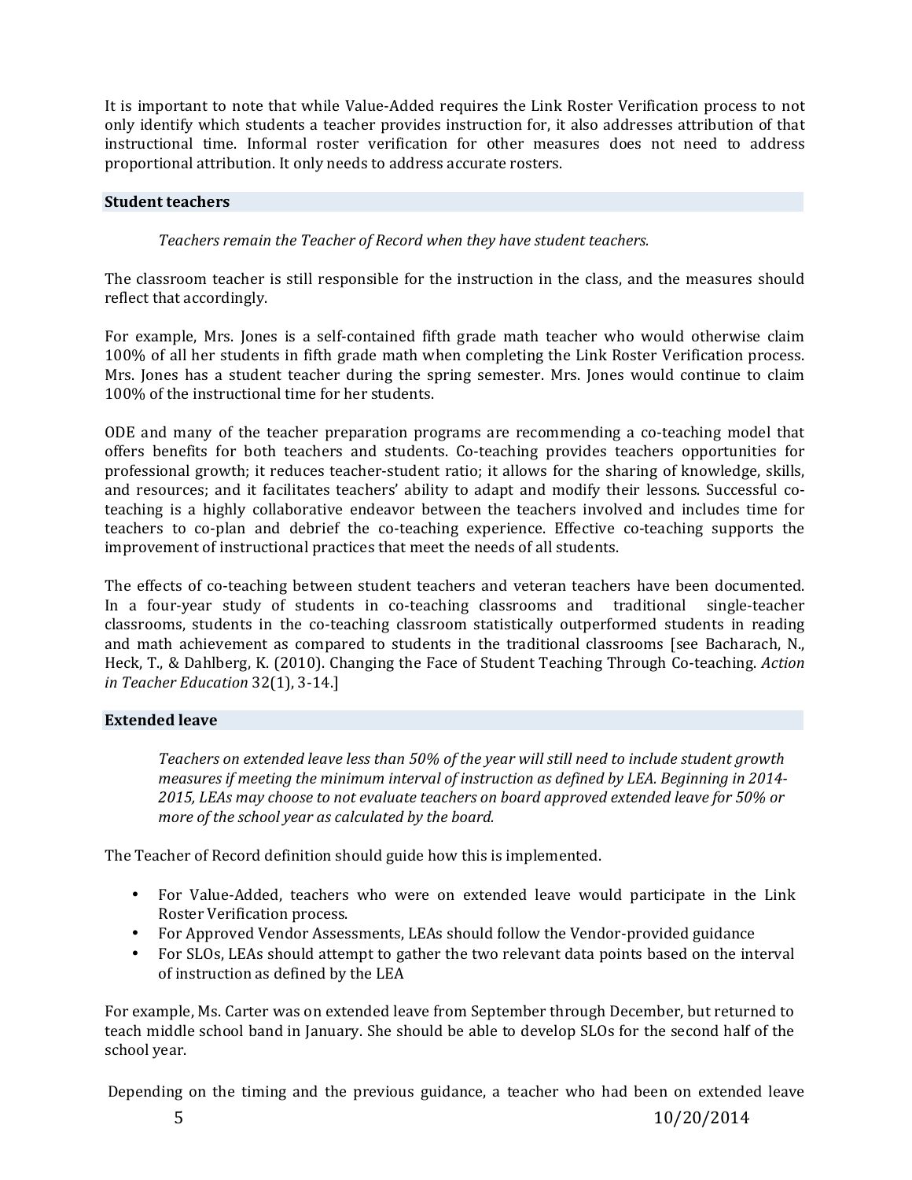It is important to note that while Value-Added requires the Link Roster Verification process to not only identify which students a teacher provides instruction for, it also addresses attribution of that instructional time. Informal roster verification for other measures does not need to address proportional attribution. It only needs to address accurate rosters.

### Student teachers

*Teachers remain the Teacher of Record when they have student teachers.*

The classroom teacher is still responsible for the instruction in the class, and the measures should reflect that accordingly.

For example, Mrs. Jones is a self-contained fifth grade math teacher who would otherwise claim 100% of all her students in fifth grade math when completing the Link Roster Verification process. Mrs. Jones has a student teacher during the spring semester. Mrs. Jones would continue to claim 100% of the instructional time for her students.

ODE and many of the teacher preparation programs are recommending a co-teaching model that offers benefits for both teachers and students. Co-teaching provides teachers opportunities for professional growth; it reduces teacher-student ratio; it allows for the sharing of knowledge, skills, and resources; and it facilitates teachers' ability to adapt and modify their lessons. Successful co-teaching is a highly collaborative endeavor between the teachers involved and includes time for teachers to co-plan and debrief the co-teaching experience. Effective co-teaching supports the improvement of instructional practices that meet the needs of all students.

The effects of co-teaching between student teachers and veteran teachers have been documented. In a four-year study of students in co-teaching classrooms and traditional single-teacher classrooms, students in the co-teaching classroom statistically outperformed students in reading and math achievement as compared to students in the traditional classrooms [see Bacharach, N., Heck, T., & Dahlberg, K. (2010). Changing the Face of Student Teaching Through Co-teaching. *Action in Teacher Education* 32(1), 3-14.]

### Extended leave

*Teachers on extended leave less than 50% of the year will still need to include student growth measures if meeting the minimum interval of instruction as defined by LEA. Beginning in 2014-2015, LEAs may choose to not evaluate teachers on board approved extended leave for 50% or more of the school year as calculated by the board.*

The Teacher of Record definition should guide how this is implemented.

- For Value-Added, teachers who were on extended leave would participate in the Link Roster Verification process.
- For Approved Vendor Assessments, LEAs should follow the Vendor-provided guidance
- For SLOs, LEAs should attempt to gather the two relevant data points based on the interval of instruction as defined by the LEA

For example, Ms. Carter was on extended leave from September through December, but returned to teach middle school band in January. She should be able to develop SLOs for the second half of the school year.

Depending on the timing and the previous guidance, a teacher who had been on extended leave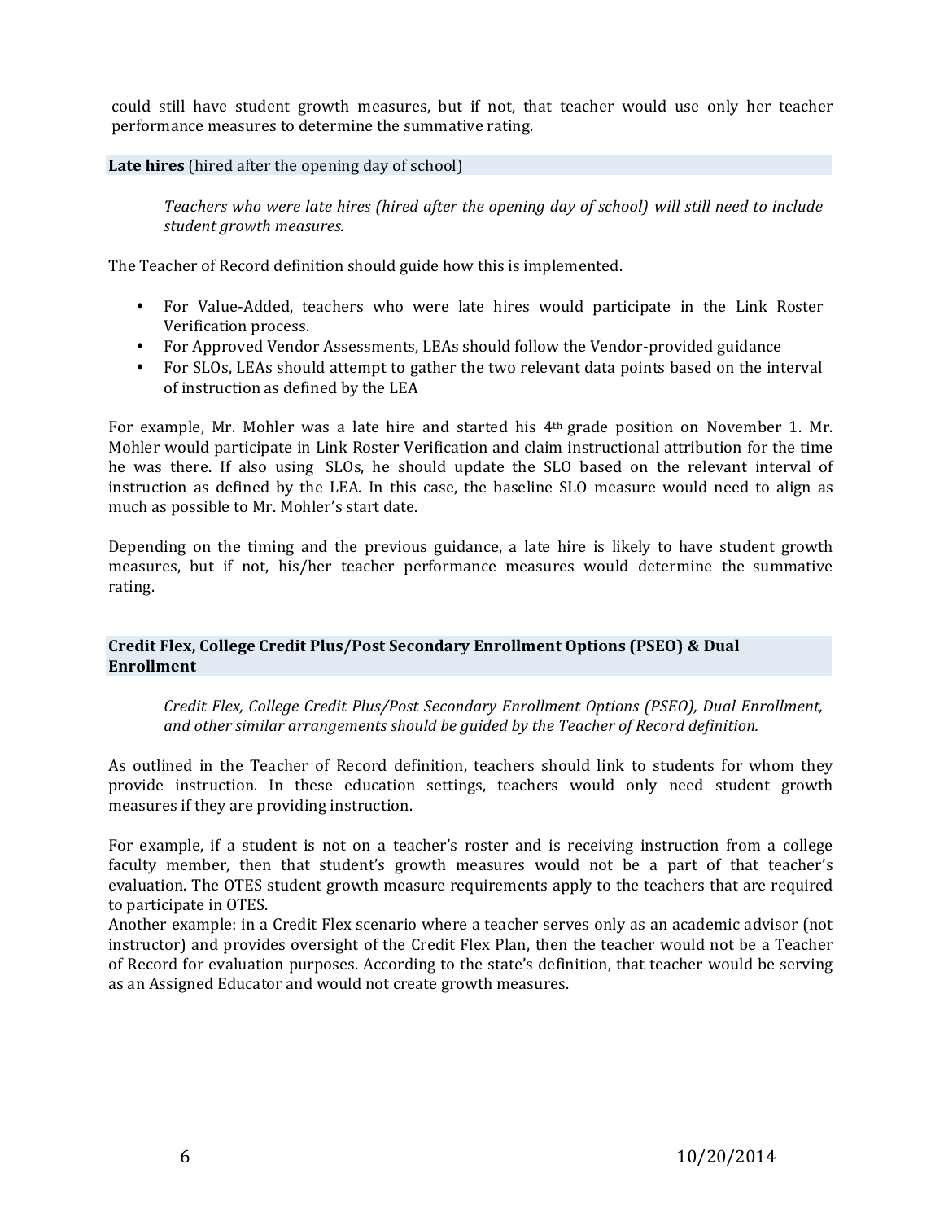could still have student growth measures, but if not, that teacher would use only her teacher performance measures to determine the summative rating.

**Late hires** (hired after the opening day of school)

*Teachers who were late hires (hired after the opening day of school) will still need to include student growth measures.*

The Teacher of Record definition should guide how this is implemented.

- For Value-Added, teachers who were late hires would participate in the Link Roster Verification process.
- For Approved Vendor Assessments, LEAs should follow the Vendor-provided guidance
- For SLOs, LEAs should attempt to gather the two relevant data points based on the interval of instruction as defined by the LEA

For example, Mr. Mohler was a late hire and started his 4th grade position on November 1. Mr. Mohler would participate in Link Roster Verification and claim instructional attribution for the time he was there. If also using SLOs, he should update the SLO based on the relevant interval of instruction as defined by the LEA. In this case, the baseline SLO measure would need to align as much as possible to Mr. Mohler's start date.

Depending on the timing and the previous guidance, a late hire is likely to have student growth measures, but if not, his/her teacher performance measures would determine the summative rating.

**Credit Flex, College Credit Plus/Post Secondary Enrollment Options (PSEO) & Dual Enrollment**

*Credit Flex, College Credit Plus/Post Secondary Enrollment Options (PSEO), Dual Enrollment, and other similar arrangements should be guided by the Teacher of Record definition.*

As outlined in the Teacher of Record definition, teachers should link to students for whom they provide instruction. In these education settings, teachers would only need student growth measures if they are providing instruction.

For example, if a student is not on a teacher's roster and is receiving instruction from a college faculty member, then that student's growth measures would not be a part of that teacher's evaluation. The OTES student growth measure requirements apply to the teachers that are required to participate in OTES.

Another example: in a Credit Flex scenario where a teacher serves only as an academic advisor (not instructor) and provides oversight of the Credit Flex Plan, then the teacher would not be a Teacher of Record for evaluation purposes. According to the state's definition, that teacher would be serving as an Assigned Educator and would not create growth measures.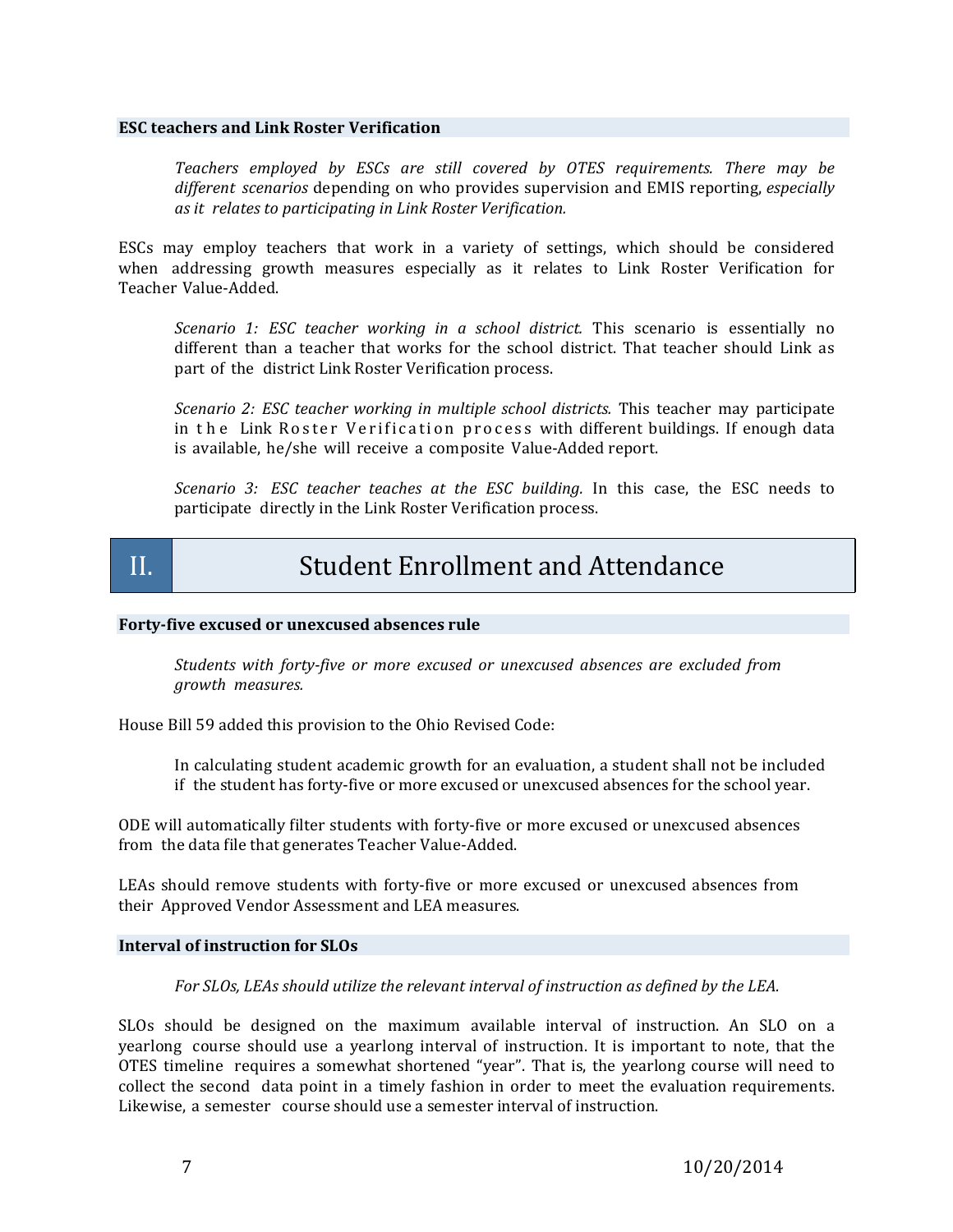### ESC teachers and Link Roster Verification

> *Teachers employed by ESCs are still covered by OTES requirements. There may be different scenarios* depending on who provides supervision and EMIS reporting, *especially as it relates to participating in Link Roster Verification.*

ESCs may employ teachers that work in a variety of settings, which should be considered when addressing growth measures especially as it relates to Link Roster Verification for Teacher Value-Added.

> *Scenario 1: ESC teacher working in a school district.* This scenario is essentially no different than a teacher that works for the school district. That teacher should Link as part of the district Link Roster Verification process.
>
> *Scenario 2: ESC teacher working in multiple school districts.* This teacher may participate in the Link Roster Verification process with different buildings. If enough data is available, he/she will receive a composite Value-Added report.
>
> *Scenario 3: ESC teacher teaches at the ESC building.* In this case, the ESC needs to participate directly in the Link Roster Verification process.

## II. Student Enrollment and Attendance

### Forty-five excused or unexcused absences rule

> *Students with forty-five or more excused or unexcused absences are excluded from growth measures.*

House Bill 59 added this provision to the Ohio Revised Code:

> In calculating student academic growth for an evaluation, a student shall not be included if the student has forty-five or more excused or unexcused absences for the school year.

ODE will automatically filter students with forty-five or more excused or unexcused absences from the data file that generates Teacher Value-Added.

LEAs should remove students with forty-five or more excused or unexcused absences from their Approved Vendor Assessment and LEA measures.

### Interval of instruction for SLOs

> *For SLOs, LEAs should utilize the relevant interval of instruction as defined by the LEA.*

SLOs should be designed on the maximum available interval of instruction. An SLO on a yearlong course should use a yearlong interval of instruction. It is important to note, that the OTES timeline requires a somewhat shortened "year". That is, the yearlong course will need to collect the second data point in a timely fashion in order to meet the evaluation requirements. Likewise, a semester course should use a semester interval of instruction.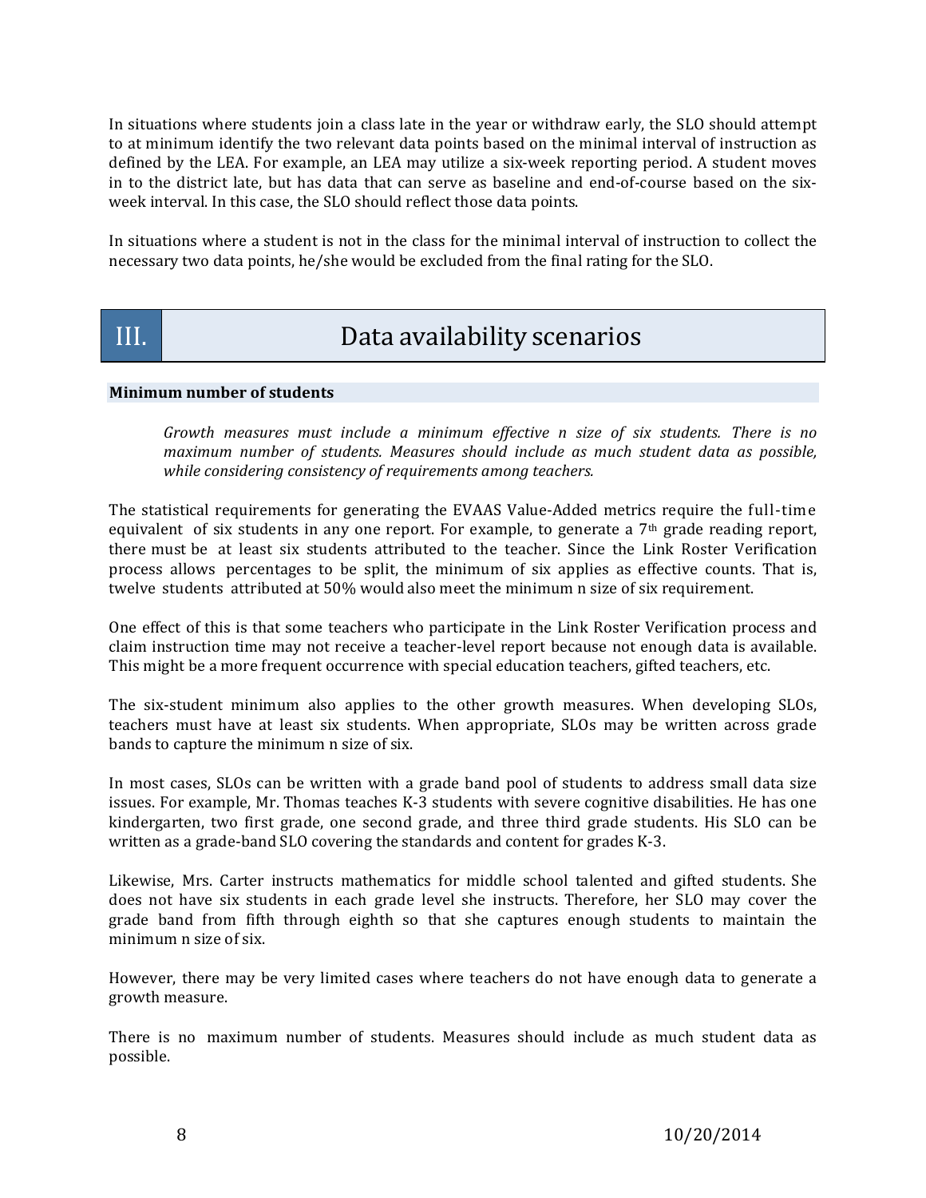In situations where students join a class late in the year or withdraw early, the SLO should attempt to at minimum identify the two relevant data points based on the minimal interval of instruction as defined by the LEA. For example, an LEA may utilize a six-week reporting period. A student moves in to the district late, but has data that can serve as baseline and end-of-course based on the six-week interval. In this case, the SLO should reflect those data points.

In situations where a student is not in the class for the minimal interval of instruction to collect the necessary two data points, he/she would be excluded from the final rating for the SLO.

# III. Data availability scenarios

### Minimum number of students

> *Growth measures must include a minimum effective n size of six students. There is no maximum number of students. Measures should include as much student data as possible, while considering consistency of requirements among teachers.*

The statistical requirements for generating the EVAAS Value-Added metrics require the full-time equivalent of six students in any one report. For example, to generate a 7th grade reading report, there must be at least six students attributed to the teacher. Since the Link Roster Verification process allows percentages to be split, the minimum of six applies as effective counts. That is, twelve students attributed at 50% would also meet the minimum n size of six requirement.

One effect of this is that some teachers who participate in the Link Roster Verification process and claim instruction time may not receive a teacher-level report because not enough data is available. This might be a more frequent occurrence with special education teachers, gifted teachers, etc.

The six-student minimum also applies to the other growth measures. When developing SLOs, teachers must have at least six students. When appropriate, SLOs may be written across grade bands to capture the minimum n size of six.

In most cases, SLOs can be written with a grade band pool of students to address small data size issues. For example, Mr. Thomas teaches K-3 students with severe cognitive disabilities. He has one kindergarten, two first grade, one second grade, and three third grade students. His SLO can be written as a grade-band SLO covering the standards and content for grades K-3.

Likewise, Mrs. Carter instructs mathematics for middle school talented and gifted students. She does not have six students in each grade level she instructs. Therefore, her SLO may cover the grade band from fifth through eighth so that she captures enough students to maintain the minimum n size of six.

However, there may be very limited cases where teachers do not have enough data to generate a growth measure.

There is no maximum number of students. Measures should include as much student data as possible.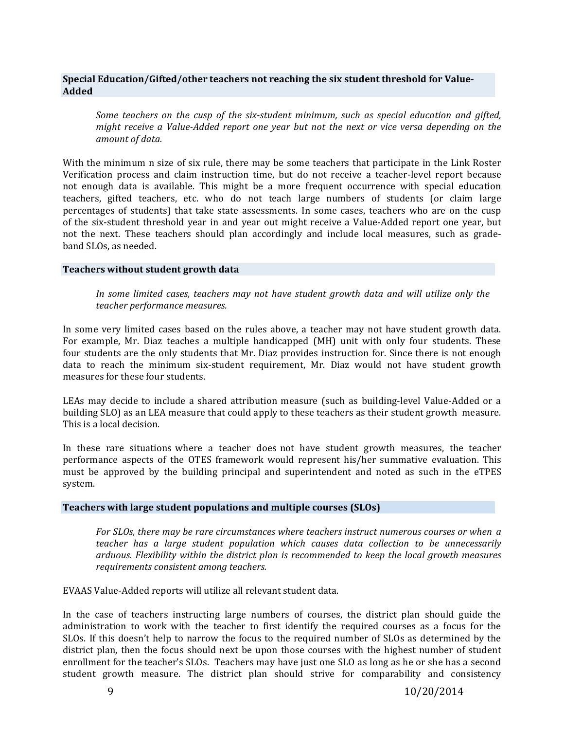### Special Education/Gifted/other teachers not reaching the six student threshold for Value-Added

> *Some teachers on the cusp of the six-student minimum, such as special education and gifted, might receive a Value-Added report one year but not the next or vice versa depending on the amount of data.*

With the minimum n size of six rule, there may be some teachers that participate in the Link Roster Verification process and claim instruction time, but do not receive a teacher-level report because not enough data is available. This might be a more frequent occurrence with special education teachers, gifted teachers, etc. who do not teach large numbers of students (or claim large percentages of students) that take state assessments. In some cases, teachers who are on the cusp of the six-student threshold year in and year out might receive a Value-Added report one year, but not the next. These teachers should plan accordingly and include local measures, such as grade-band SLOs, as needed.

### Teachers without student growth data

> *In some limited cases, teachers may not have student growth data and will utilize only the teacher performance measures.*

In some very limited cases based on the rules above, a teacher may not have student growth data. For example, Mr. Diaz teaches a multiple handicapped (MH) unit with only four students. These four students are the only students that Mr. Diaz provides instruction for. Since there is not enough data to reach the minimum six-student requirement, Mr. Diaz would not have student growth measures for these four students.

LEAs may decide to include a shared attribution measure (such as building-level Value-Added or a building SLO) as an LEA measure that could apply to these teachers as their student growth measure. This is a local decision.

In these rare situations where a teacher does not have student growth measures, the teacher performance aspects of the OTES framework would represent his/her summative evaluation. This must be approved by the building principal and superintendent and noted as such in the eTPES system.

### Teachers with large student populations and multiple courses (SLOs)

> *For SLOs, there may be rare circumstances where teachers instruct numerous courses or when a teacher has a large student population which causes data collection to be unnecessarily arduous. Flexibility within the district plan is recommended to keep the local growth measures requirements consistent among teachers.*

EVAAS Value-Added reports will utilize all relevant student data.

In the case of teachers instructing large numbers of courses, the district plan should guide the administration to work with the teacher to first identify the required courses as a focus for the SLOs. If this doesn't help to narrow the focus to the required number of SLOs as determined by the district plan, then the focus should next be upon those courses with the highest number of student enrollment for the teacher's SLOs. Teachers may have just one SLO as long as he or she has a second student growth measure. The district plan should strive for comparability and consistency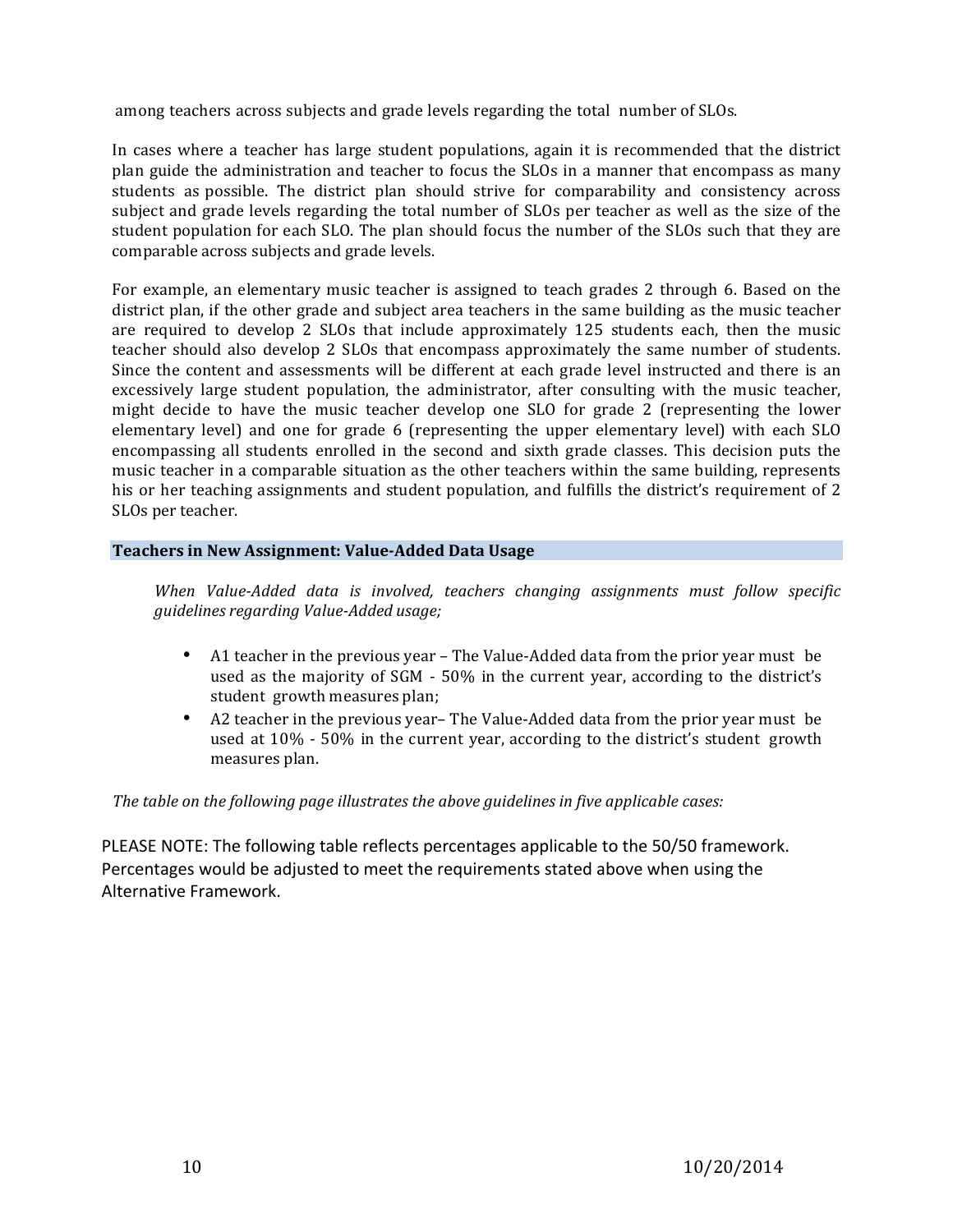among teachers across subjects and grade levels regarding the total number of SLOs.

In cases where a teacher has large student populations, again it is recommended that the district plan guide the administration and teacher to focus the SLOs in a manner that encompass as many students as possible. The district plan should strive for comparability and consistency across subject and grade levels regarding the total number of SLOs per teacher as well as the size of the student population for each SLO. The plan should focus the number of the SLOs such that they are comparable across subjects and grade levels.

For example, an elementary music teacher is assigned to teach grades 2 through 6. Based on the district plan, if the other grade and subject area teachers in the same building as the music teacher are required to develop 2 SLOs that include approximately 125 students each, then the music teacher should also develop 2 SLOs that encompass approximately the same number of students. Since the content and assessments will be different at each grade level instructed and there is an excessively large student population, the administrator, after consulting with the music teacher, might decide to have the music teacher develop one SLO for grade 2 (representing the lower elementary level) and one for grade 6 (representing the upper elementary level) with each SLO encompassing all students enrolled in the second and sixth grade classes. This decision puts the music teacher in a comparable situation as the other teachers within the same building, represents his or her teaching assignments and student population, and fulfills the district's requirement of 2 SLOs per teacher.

## Teachers in New Assignment: Value-Added Data Usage

*When Value-Added data is involved, teachers changing assignments must follow specific guidelines regarding Value-Added usage;*

- A1 teacher in the previous year – The Value-Added data from the prior year must be used as the majority of SGM - 50% in the current year, according to the district's student growth measures plan;
- A2 teacher in the previous year– The Value-Added data from the prior year must be used at 10% - 50% in the current year, according to the district's student growth measures plan.

*The table on the following page illustrates the above guidelines in five applicable cases:*

PLEASE NOTE: The following table reflects percentages applicable to the 50/50 framework. Percentages would be adjusted to meet the requirements stated above when using the Alternative Framework.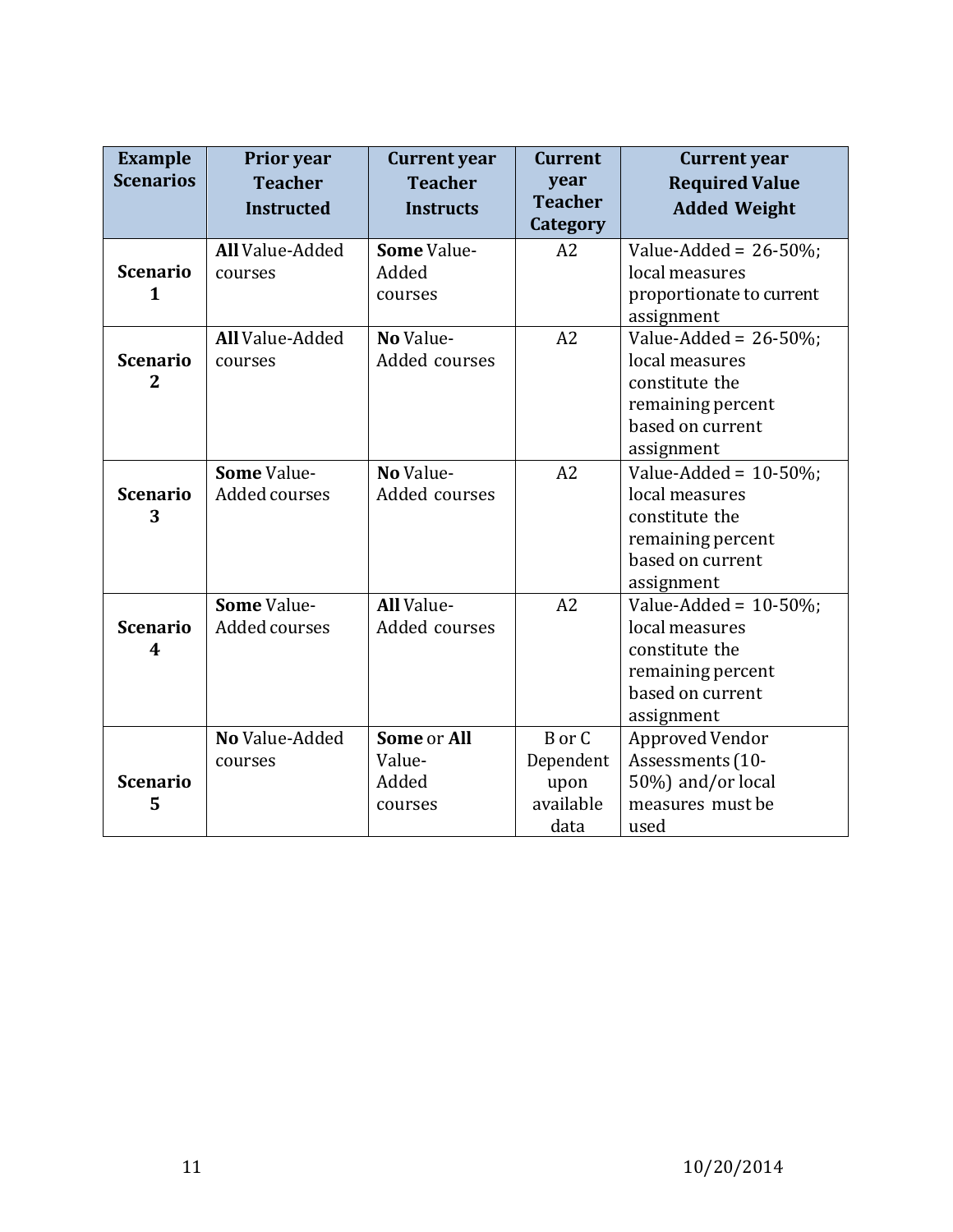| Example Scenarios | Prior year Teacher Instructed | Current year Teacher Instructs | Current year Teacher Category | Current year Required Value Added Weight |
|---|---|---|---|---|
| **Scenario 1** | **All** Value-Added courses | **Some** Value-Added courses | A2 | Value-Added = 26-50%; local measures proportionate to current assignment |
| **Scenario 2** | **All** Value-Added courses | **No** Value-Added courses | A2 | Value-Added = 26-50%; local measures constitute the remaining percent based on current assignment |
| **Scenario 3** | **Some** Value-Added courses | **No** Value-Added courses | A2 | Value-Added = 10-50%; local measures constitute the remaining percent based on current assignment |
| **Scenario 4** | **Some** Value-Added courses | **All** Value-Added courses | A2 | Value-Added = 10-50%; local measures constitute the remaining percent based on current assignment |
| **Scenario 5** | **No** Value-Added courses | **Some** or **All** Value-Added courses | B or C Dependent upon available data | Approved Vendor Assessments (10-50%) and/or local measures must be used |

10/20/2014